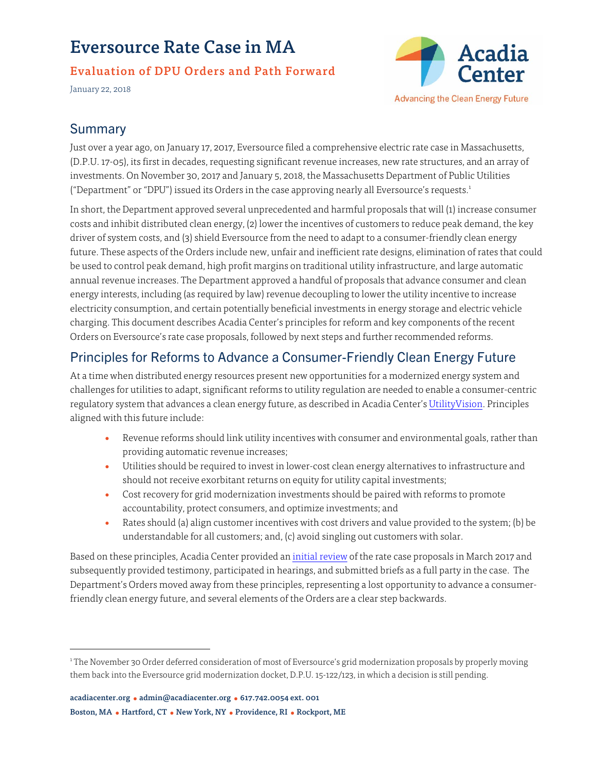# Eversource Rate Case in MA

### Evaluation of DPU Orders and Path Forward

January 22, 2018

## Summary

Just over a year ago, on January 17, 2017, Eversource filed a comprehensive electric rate case in Massachusetts, (D.P.U. 17-05), its first in decades, requesting significant revenue increases, new rate structures, and an array of investments. On November 30, 2017 and January 5, 2018, the Massachusetts Department of Public Utilities ("Department" or "DPU") issued its Orders in the case approving nearly all Eversource's requests.[1]

In short, the Department approved several unprecedented and harmful proposals that will (1) increase consumer costs and inhibit distributed clean energy, (2) lower the incentives of customers to reduce peak demand, the key driver of system costs, and (3) shield Eversource from the need to adapt to a consumer-friendly clean energy future. These aspects of the Orders include new, unfair and inefficient rate designs, elimination of rates that could be used to control peak demand, high profit margins on traditional utility infrastructure, and large automatic annual revenue increases. The Department approved a handful of proposals that advance consumer and clean energy interests, including (as required by law) revenue decoupling to lower the utility incentive to increase electricity consumption, and certain potentially beneficial investments in energy storage and electric vehicle charging. This document describes Acadia Center's principles for reform and key components of the recent Orders on Eversource's rate case proposals, followed by next steps and further recommended reforms.

## Principles for Reforms to Advance a Consumer-Friendly Clean Energy Future

At a time when distributed energy resources present new opportunities for a modernized energy system and challenges for utilities to adapt, significant reforms to utility regulation are needed to enable a consumer-centric regulatory system that advances a clean energy future, as described in Acadia Center's UtilityVision. Principles aligned with this future include:

- Revenue reforms should link utility incentives with consumer and environmental goals, rather than providing automatic revenue increases;
- Utilities should be required to invest in lower-cost clean energy alternatives to infrastructure and should not receive exorbitant returns on equity for utility capital investments;
- Cost recovery for grid modernization investments should be paired with reforms to promote accountability, protect consumers, and optimize investments; and
- Rates should (a) align customer incentives with cost drivers and value provided to the system; (b) be understandable for all customers; and, (c) avoid singling out customers with solar.

Based on these principles, Acadia Center provided an initial review of the rate case proposals in March 2017 and subsequently provided testimony, participated in hearings, and submitted briefs as a full party in the case. The Department's Orders moved away from these principles, representing a lost opportunity to advance a consumer-friendly clean energy future, and several elements of the Orders are a clear step backwards.

[1] The November 30 Order deferred consideration of most of Eversource's grid modernization proposals by properly moving them back into the Eversource grid modernization docket, D.P.U. 15-122/123, in which a decision is still pending.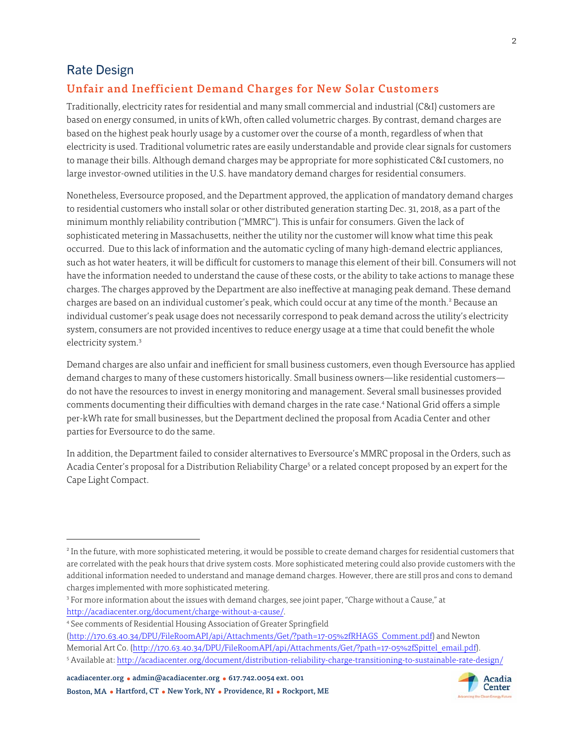## Rate Design

### Unfair and Inefficient Demand Charges for New Solar Customers

Traditionally, electricity rates for residential and many small commercial and industrial (C&I) customers are based on energy consumed, in units of kWh, often called volumetric charges. By contrast, demand charges are based on the highest peak hourly usage by a customer over the course of a month, regardless of when that electricity is used. Traditional volumetric rates are easily understandable and provide clear signals for customers to manage their bills. Although demand charges may be appropriate for more sophisticated C&I customers, no large investor-owned utilities in the U.S. have mandatory demand charges for residential consumers.

Nonetheless, Eversource proposed, and the Department approved, the application of mandatory demand charges to residential customers who install solar or other distributed generation starting Dec. 31, 2018, as a part of the minimum monthly reliability contribution ("MMRC"). This is unfair for consumers. Given the lack of sophisticated metering in Massachusetts, neither the utility nor the customer will know what time this peak occurred. Due to this lack of information and the automatic cycling of many high-demand electric appliances, such as hot water heaters, it will be difficult for customers to manage this element of their bill. Consumers will not have the information needed to understand the cause of these costs, or the ability to take actions to manage these charges. The charges approved by the Department are also ineffective at managing peak demand. These demand charges are based on an individual customer's peak, which could occur at any time of the month.[2] Because an individual customer's peak usage does not necessarily correspond to peak demand across the utility's electricity system, consumers are not provided incentives to reduce energy usage at a time that could benefit the whole electricity system.[3]

Demand charges are also unfair and inefficient for small business customers, even though Eversource has applied demand charges to many of these customers historically. Small business owners—like residential customers—do not have the resources to invest in energy monitoring and management. Several small businesses provided comments documenting their difficulties with demand charges in the rate case.[4] National Grid offers a simple per-kWh rate for small businesses, but the Department declined the proposal from Acadia Center and other parties for Eversource to do the same.

In addition, the Department failed to consider alternatives to Eversource's MMRC proposal in the Orders, such as Acadia Center's proposal for a Distribution Reliability Charge[5] or a related concept proposed by an expert for the Cape Light Compact.

---

[2] In the future, with more sophisticated metering, it would be possible to create demand charges for residential customers that are correlated with the peak hours that drive system costs. More sophisticated metering could also provide customers with the additional information needed to understand and manage demand charges. However, there are still pros and cons to demand charges implemented with more sophisticated metering.

[3] For more information about the issues with demand charges, see joint paper, "Charge without a Cause," at http://acadiacenter.org/document/charge-without-a-cause/.

[4] See comments of Residential Housing Association of Greater Springfield (http://170.63.40.34/DPU/FileRoomAPI/api/Attachments/Get/?path=17-05%2fRHAGS_Comment.pdf) and Newton Memorial Art Co. (http://170.63.40.34/DPU/FileRoomAPI/api/Attachments/Get/?path=17-05%2fSpittel_email.pdf).

[5] Available at: http://acadiacenter.org/document/distribution-reliability-charge-transitioning-to-sustainable-rate-design/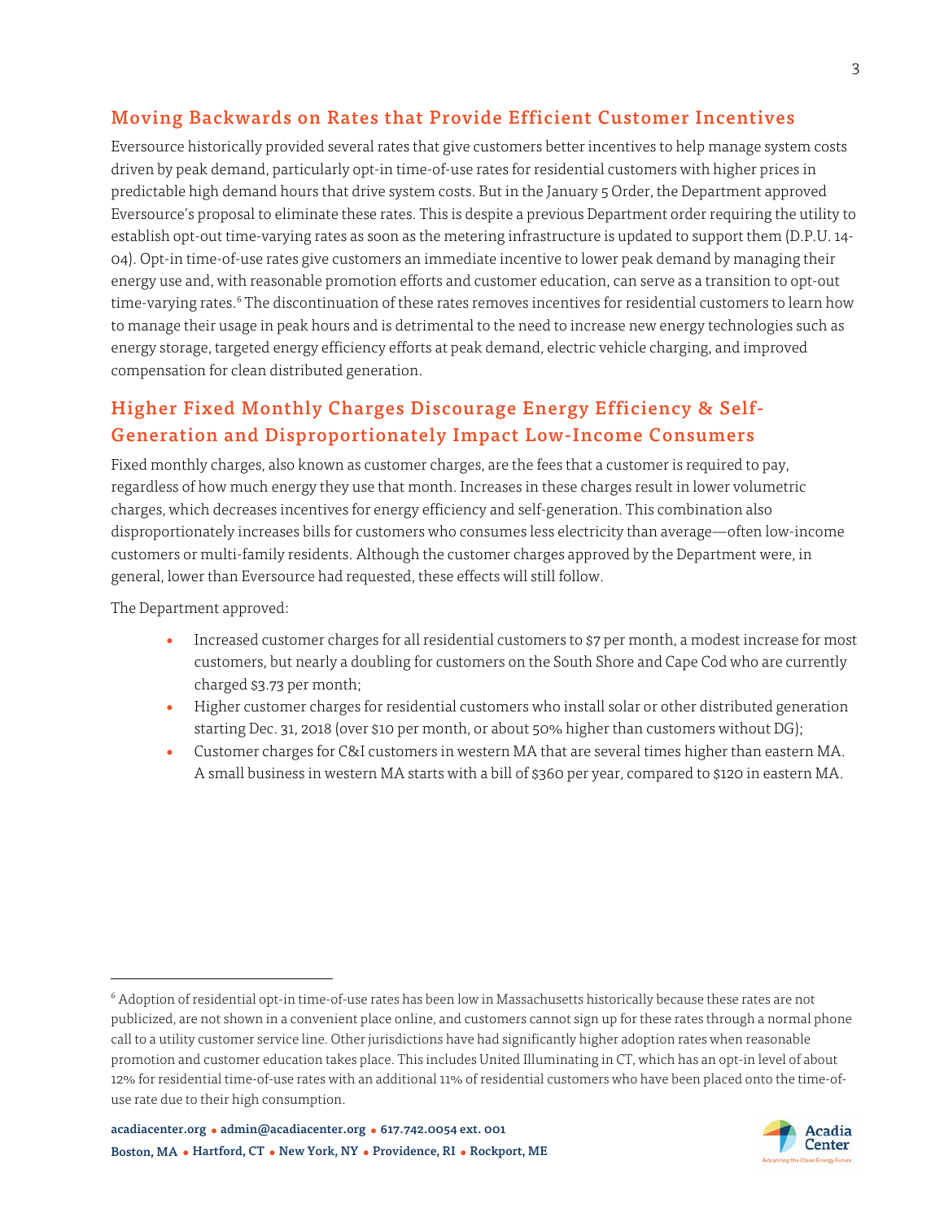## Moving Backwards on Rates that Provide Efficient Customer Incentives

Eversource historically provided several rates that give customers better incentives to help manage system costs driven by peak demand, particularly opt-in time-of-use rates for residential customers with higher prices in predictable high demand hours that drive system costs. But in the January 5 Order, the Department approved Eversource's proposal to eliminate these rates. This is despite a previous Department order requiring the utility to establish opt-out time-varying rates as soon as the metering infrastructure is updated to support them (D.P.U. 14-04). Opt-in time-of-use rates give customers an immediate incentive to lower peak demand by managing their energy use and, with reasonable promotion efforts and customer education, can serve as a transition to opt-out time-varying rates.[6] The discontinuation of these rates removes incentives for residential customers to learn how to manage their usage in peak hours and is detrimental to the need to increase new energy technologies such as energy storage, targeted energy efficiency efforts at peak demand, electric vehicle charging, and improved compensation for clean distributed generation.

## Higher Fixed Monthly Charges Discourage Energy Efficiency & Self-Generation and Disproportionately Impact Low-Income Consumers

Fixed monthly charges, also known as customer charges, are the fees that a customer is required to pay, regardless of how much energy they use that month. Increases in these charges result in lower volumetric charges, which decreases incentives for energy efficiency and self-generation. This combination also disproportionately increases bills for customers who consumes less electricity than average—often low-income customers or multi-family residents. Although the customer charges approved by the Department were, in general, lower than Eversource had requested, these effects will still follow.

The Department approved:

- Increased customer charges for all residential customers to $7 per month, a modest increase for most customers, but nearly a doubling for customers on the South Shore and Cape Cod who are currently charged $3.73 per month;
- Higher customer charges for residential customers who install solar or other distributed generation starting Dec. 31, 2018 (over $10 per month, or about 50% higher than customers without DG);
- Customer charges for C&I customers in western MA that are several times higher than eastern MA. A small business in western MA starts with a bill of $360 per year, compared to $120 in eastern MA.

---

[6] Adoption of residential opt-in time-of-use rates has been low in Massachusetts historically because these rates are not publicized, are not shown in a convenient place online, and customers cannot sign up for these rates through a normal phone call to a utility customer service line. Other jurisdictions have had significantly higher adoption rates when reasonable promotion and customer education takes place. This includes United Illuminating in CT, which has an opt-in level of about 12% for residential time-of-use rates with an additional 11% of residential customers who have been placed onto the time-of-use rate due to their high consumption.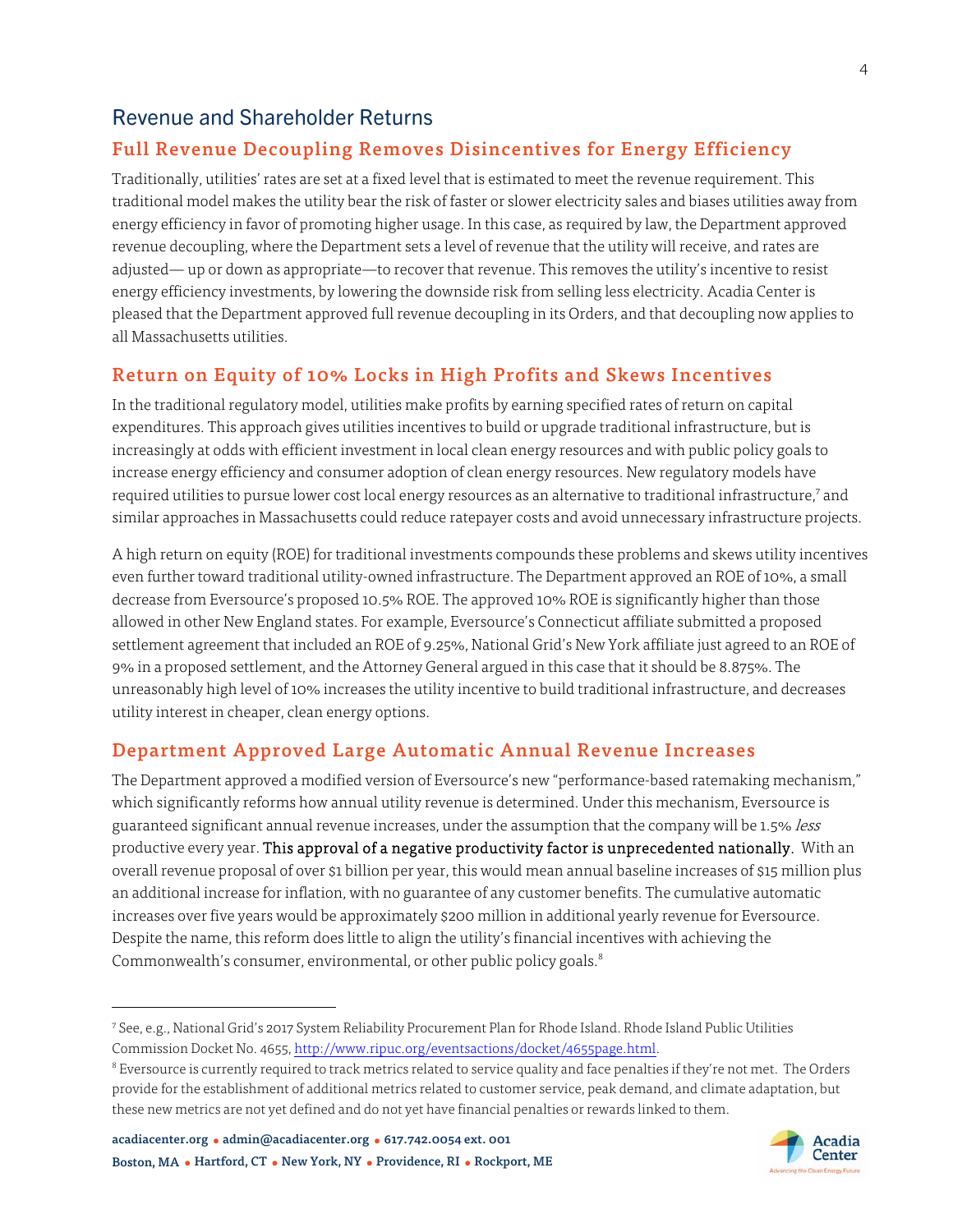## Revenue and Shareholder Returns

### Full Revenue Decoupling Removes Disincentives for Energy Efficiency

Traditionally, utilities' rates are set at a fixed level that is estimated to meet the revenue requirement. This traditional model makes the utility bear the risk of faster or slower electricity sales and biases utilities away from energy efficiency in favor of promoting higher usage. In this case, as required by law, the Department approved revenue decoupling, where the Department sets a level of revenue that the utility will receive, and rates are adjusted— up or down as appropriate—to recover that revenue. This removes the utility's incentive to resist energy efficiency investments, by lowering the downside risk from selling less electricity. Acadia Center is pleased that the Department approved full revenue decoupling in its Orders, and that decoupling now applies to all Massachusetts utilities.

### Return on Equity of 10% Locks in High Profits and Skews Incentives

In the traditional regulatory model, utilities make profits by earning specified rates of return on capital expenditures. This approach gives utilities incentives to build or upgrade traditional infrastructure, but is increasingly at odds with efficient investment in local clean energy resources and with public policy goals to increase energy efficiency and consumer adoption of clean energy resources. New regulatory models have required utilities to pursue lower cost local energy resources as an alternative to traditional infrastructure,[7] and similar approaches in Massachusetts could reduce ratepayer costs and avoid unnecessary infrastructure projects.

A high return on equity (ROE) for traditional investments compounds these problems and skews utility incentives even further toward traditional utility-owned infrastructure. The Department approved an ROE of 10%, a small decrease from Eversource's proposed 10.5% ROE. The approved 10% ROE is significantly higher than those allowed in other New England states. For example, Eversource's Connecticut affiliate submitted a proposed settlement agreement that included an ROE of 9.25%, National Grid's New York affiliate just agreed to an ROE of 9% in a proposed settlement, and the Attorney General argued in this case that it should be 8.875%. The unreasonably high level of 10% increases the utility incentive to build traditional infrastructure, and decreases utility interest in cheaper, clean energy options.

### Department Approved Large Automatic Annual Revenue Increases

The Department approved a modified version of Eversource's new "performance-based ratemaking mechanism," which significantly reforms how annual utility revenue is determined. Under this mechanism, Eversource is guaranteed significant annual revenue increases, under the assumption that the company will be 1.5% *less* productive every year. **This approval of a negative productivity factor is unprecedented nationally.** With an overall revenue proposal of over $1 billion per year, this would mean annual baseline increases of $15 million plus an additional increase for inflation, with no guarantee of any customer benefits. The cumulative automatic increases over five years would be approximately $200 million in additional yearly revenue for Eversource. Despite the name, this reform does little to align the utility's financial incentives with achieving the Commonwealth's consumer, environmental, or other public policy goals.[8]

---

[7] See, e.g., National Grid's 2017 System Reliability Procurement Plan for Rhode Island. Rhode Island Public Utilities Commission Docket No. 4655, http://www.ripuc.org/eventsactions/docket/4655page.html.

[8] Eversource is currently required to track metrics related to service quality and face penalties if they're not met. The Orders provide for the establishment of additional metrics related to customer service, peak demand, and climate adaptation, but these new metrics are not yet defined and do not yet have financial penalties or rewards linked to them.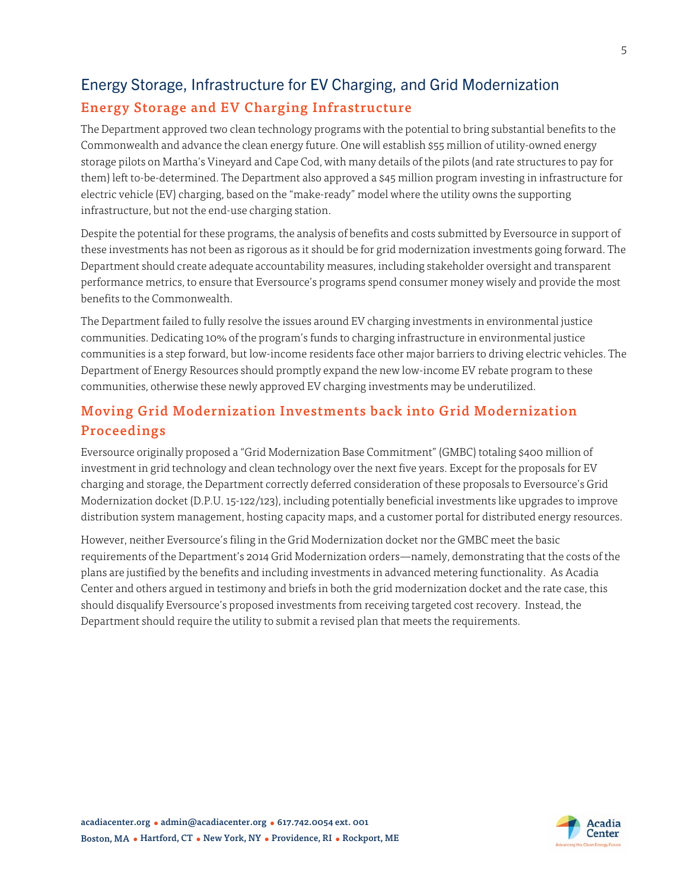## Energy Storage, Infrastructure for EV Charging, and Grid Modernization

### Energy Storage and EV Charging Infrastructure

The Department approved two clean technology programs with the potential to bring substantial benefits to the Commonwealth and advance the clean energy future. One will establish $55 million of utility-owned energy storage pilots on Martha's Vineyard and Cape Cod, with many details of the pilots (and rate structures to pay for them) left to-be-determined. The Department also approved a $45 million program investing in infrastructure for electric vehicle (EV) charging, based on the "make-ready" model where the utility owns the supporting infrastructure, but not the end-use charging station.

Despite the potential for these programs, the analysis of benefits and costs submitted by Eversource in support of these investments has not been as rigorous as it should be for grid modernization investments going forward. The Department should create adequate accountability measures, including stakeholder oversight and transparent performance metrics, to ensure that Eversource's programs spend consumer money wisely and provide the most benefits to the Commonwealth.

The Department failed to fully resolve the issues around EV charging investments in environmental justice communities. Dedicating 10% of the program's funds to charging infrastructure in environmental justice communities is a step forward, but low-income residents face other major barriers to driving electric vehicles. The Department of Energy Resources should promptly expand the new low-income EV rebate program to these communities, otherwise these newly approved EV charging investments may be underutilized.

### Moving Grid Modernization Investments back into Grid Modernization Proceedings

Eversource originally proposed a "Grid Modernization Base Commitment" (GMBC) totaling $400 million of investment in grid technology and clean technology over the next five years. Except for the proposals for EV charging and storage, the Department correctly deferred consideration of these proposals to Eversource's Grid Modernization docket (D.P.U. 15-122/123), including potentially beneficial investments like upgrades to improve distribution system management, hosting capacity maps, and a customer portal for distributed energy resources.

However, neither Eversource's filing in the Grid Modernization docket nor the GMBC meet the basic requirements of the Department's 2014 Grid Modernization orders—namely, demonstrating that the costs of the plans are justified by the benefits and including investments in advanced metering functionality. As Acadia Center and others argued in testimony and briefs in both the grid modernization docket and the rate case, this should disqualify Eversource's proposed investments from receiving targeted cost recovery. Instead, the Department should require the utility to submit a revised plan that meets the requirements.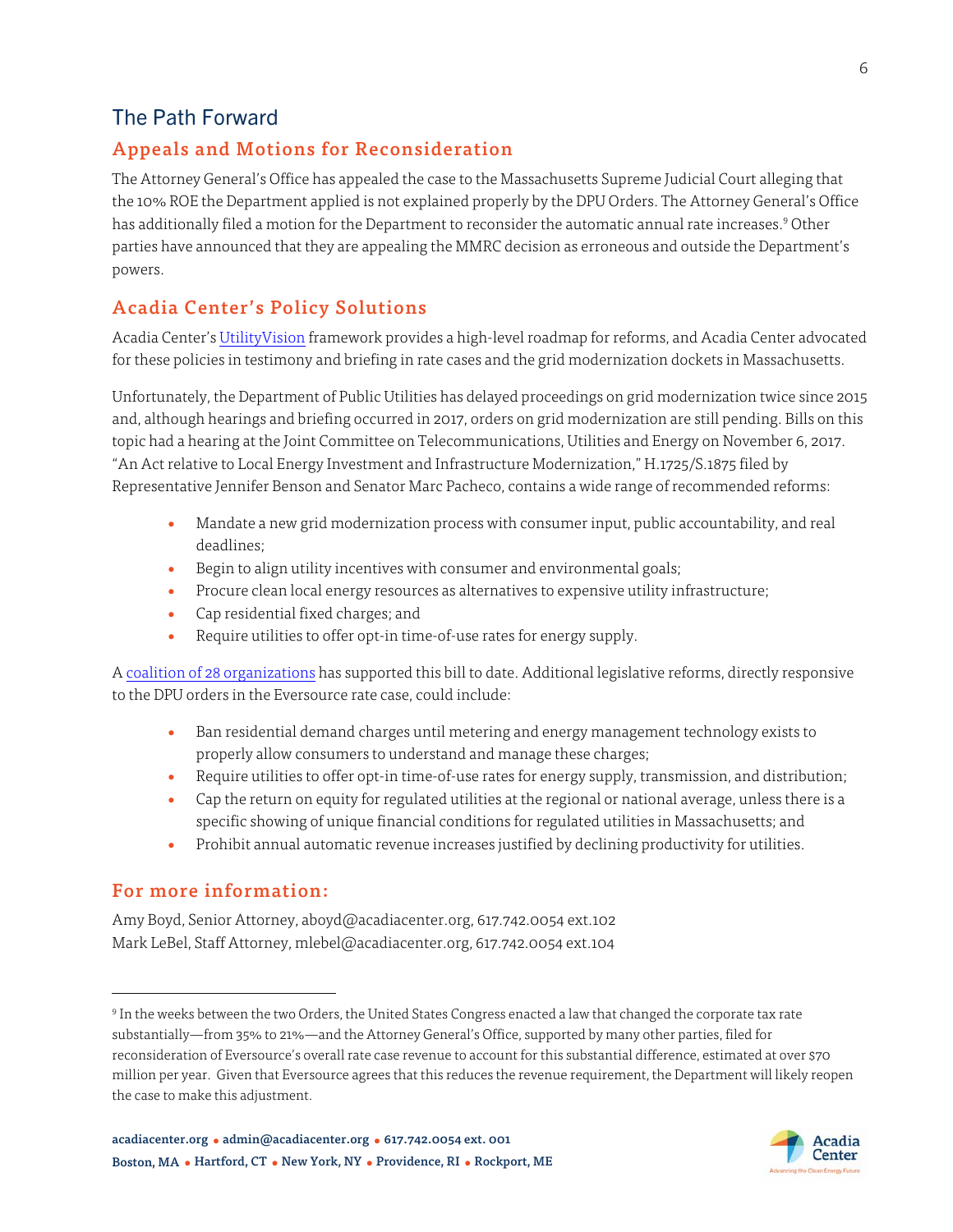## The Path Forward

### Appeals and Motions for Reconsideration

The Attorney General's Office has appealed the case to the Massachusetts Supreme Judicial Court alleging that the 10% ROE the Department applied is not explained properly by the DPU Orders. The Attorney General's Office has additionally filed a motion for the Department to reconsider the automatic annual rate increases.[9] Other parties have announced that they are appealing the MMRC decision as erroneous and outside the Department's powers.

### Acadia Center's Policy Solutions

Acadia Center's UtilityVision framework provides a high-level roadmap for reforms, and Acadia Center advocated for these policies in testimony and briefing in rate cases and the grid modernization dockets in Massachusetts.

Unfortunately, the Department of Public Utilities has delayed proceedings on grid modernization twice since 2015 and, although hearings and briefing occurred in 2017, orders on grid modernization are still pending. Bills on this topic had a hearing at the Joint Committee on Telecommunications, Utilities and Energy on November 6, 2017. "An Act relative to Local Energy Investment and Infrastructure Modernization," H.1725/S.1875 filed by Representative Jennifer Benson and Senator Marc Pacheco, contains a wide range of recommended reforms:

- Mandate a new grid modernization process with consumer input, public accountability, and real deadlines;
- Begin to align utility incentives with consumer and environmental goals;
- Procure clean local energy resources as alternatives to expensive utility infrastructure;
- Cap residential fixed charges; and
- Require utilities to offer opt-in time-of-use rates for energy supply.

A coalition of 28 organizations has supported this bill to date. Additional legislative reforms, directly responsive to the DPU orders in the Eversource rate case, could include:

- Ban residential demand charges until metering and energy management technology exists to properly allow consumers to understand and manage these charges;
- Require utilities to offer opt-in time-of-use rates for energy supply, transmission, and distribution;
- Cap the return on equity for regulated utilities at the regional or national average, unless there is a specific showing of unique financial conditions for regulated utilities in Massachusetts; and
- Prohibit annual automatic revenue increases justified by declining productivity for utilities.

### For more information:

Amy Boyd, Senior Attorney, aboyd@acadiacenter.org, 617.742.0054 ext.102
Mark LeBel, Staff Attorney, mlebel@acadiacenter.org, 617.742.0054 ext.104

---

[9] In the weeks between the two Orders, the United States Congress enacted a law that changed the corporate tax rate substantially—from 35% to 21%—and the Attorney General's Office, supported by many other parties, filed for reconsideration of Eversource's overall rate case revenue to account for this substantial difference, estimated at over $70 million per year. Given that Eversource agrees that this reduces the revenue requirement, the Department will likely reopen the case to make this adjustment.